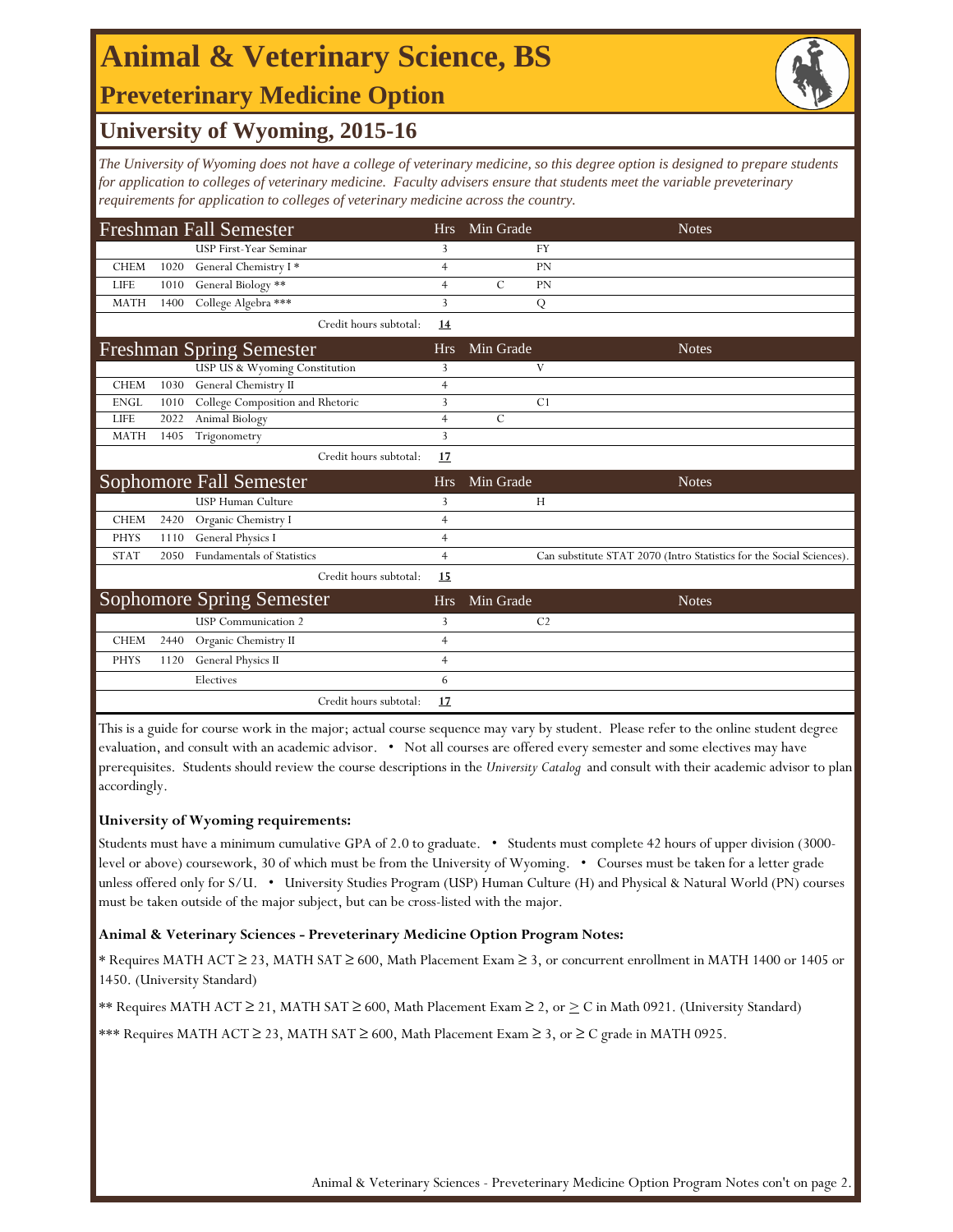# Animal & Veterinary Science, BS

## Preveterinary Medicine Option

## University of Wyoming, 2015-16

*The University of Wyoming does not have a college of veterinary medicine, so this degree option is designed to prepare students for application to colleges of veterinary medicine. Faculty advisers ensure that students meet the variable preveterinary requirements for application to colleges of veterinary medicine across the country.*

| Freshman Fall Semester | | | Hrs | Min Grade | | Notes |
|---|---|---|---|---|---|---|
| | | USP First-Year Seminar | 3 | | FY | |
| CHEM | 1020 | General Chemistry I * | 4 | | PN | |
| LIFE | 1010 | General Biology ** | 4 | C | PN | |
| MATH | 1400 | College Algebra *** | 3 | | Q | |
| | | Credit hours subtotal: | **14** | | | |

| Freshman Spring Semester | | | Hrs | Min Grade | | Notes |
|---|---|---|---|---|---|---|
| | | USP US & Wyoming Constitution | 3 | | V | |
| CHEM | 1030 | General Chemistry II | 4 | | | |
| ENGL | 1010 | College Composition and Rhetoric | 3 | | C1 | |
| LIFE | 2022 | Animal Biology | 4 | C | | |
| MATH | 1405 | Trigonometry | 3 | | | |
| | | Credit hours subtotal: | **17** | | | |

| Sophomore Fall Semester | | | Hrs | Min Grade | | Notes |
|---|---|---|---|---|---|---|
| | | USP Human Culture | 3 | | H | |
| CHEM | 2420 | Organic Chemistry I | 4 | | | |
| PHYS | 1110 | General Physics I | 4 | | | |
| STAT | 2050 | Fundamentals of Statistics | 4 | | | Can substitute STAT 2070 (Intro Statistics for the Social Sciences). |
| | | Credit hours subtotal: | **15** | | | |

| Sophomore Spring Semester | | | Hrs | Min Grade | | Notes |
|---|---|---|---|---|---|---|
| | | USP Communication 2 | 3 | | C2 | |
| CHEM | 2440 | Organic Chemistry II | 4 | | | |
| PHYS | 1120 | General Physics II | 4 | | | |
| | | Electives | 6 | | | |
| | | Credit hours subtotal: | **17** | | | |

This is a guide for course work in the major; actual course sequence may vary by student. Please refer to the online student degree evaluation, and consult with an academic advisor. • Not all courses are offered every semester and some electives may have prerequisites. Students should review the course descriptions in the *University Catalog* and consult with their academic advisor to plan accordingly.

**University of Wyoming requirements:**

Students must have a minimum cumulative GPA of 2.0 to graduate. • Students must complete 42 hours of upper division (3000-level or above) coursework, 30 of which must be from the University of Wyoming. • Courses must be taken for a letter grade unless offered only for S/U. • University Studies Program (USP) Human Culture (H) and Physical & Natural World (PN) courses must be taken outside of the major subject, but can be cross-listed with the major.

**Animal & Veterinary Sciences - Preveterinary Medicine Option Program Notes:**

* Requires MATH ACT ≥ 23, MATH SAT ≥ 600, Math Placement Exam ≥ 3, or concurrent enrollment in MATH 1400 or 1405 or 1450. (University Standard)

** Requires MATH ACT ≥ 21, MATH SAT ≥ 600, Math Placement Exam ≥ 2, or ≥ C in Math 0921. (University Standard)

*** Requires MATH ACT ≥ 23, MATH SAT ≥ 600, Math Placement Exam ≥ 3, or ≥ C grade in MATH 0925.

Animal & Veterinary Sciences - Preveterinary Medicine Option Program Notes con't on page 2.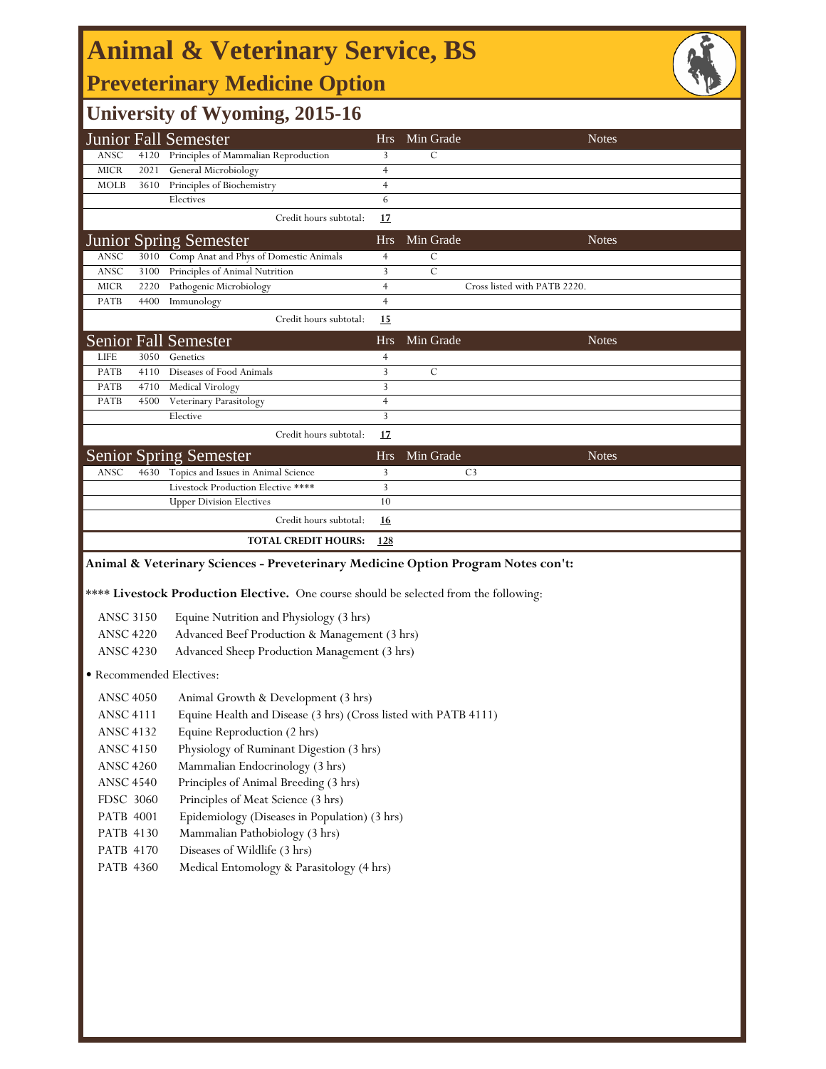# Animal & Veterinary Service, BS

## Preveterinary Medicine Option

## University of Wyoming, 2015-16

| Junior Fall Semester | | | Hrs | Min Grade | Notes |
|---|---|---|---|---|---|
| ANSC | 4120 | Principles of Mammalian Reproduction | 3 | C | |
| MICR | 2021 | General Microbiology | 4 | | |
| MOLB | 3610 | Principles of Biochemistry | 4 | | |
| | | Electives | 6 | | |
| | | Credit hours subtotal: | **17** | | |

| Junior Spring Semester | | | Hrs | Min Grade | Notes |
|---|---|---|---|---|---|
| ANSC | 3010 | Comp Anat and Phys of Domestic Animals | 4 | C | |
| ANSC | 3100 | Principles of Animal Nutrition | 3 | C | |
| MICR | 2220 | Pathogenic Microbiology | 4 | | Cross listed with PATB 2220. |
| PATB | 4400 | Immunology | 4 | | |
| | | Credit hours subtotal: | **15** | | |

| Senior Fall Semester | | | Hrs | Min Grade | Notes |
|---|---|---|---|---|---|
| LIFE | 3050 | Genetics | 4 | | |
| PATB | 4110 | Diseases of Food Animals | 3 | C | |
| PATB | 4710 | Medical Virology | 3 | | |
| PATB | 4500 | Veterinary Parasitology | 4 | | |
| | | Elective | 3 | | |
| | | Credit hours subtotal: | **17** | | |

| Senior Spring Semester | | | Hrs | Min Grade | Notes |
|---|---|---|---|---|---|
| ANSC | 4630 | Topics and Issues in Animal Science | 3 | C3 | |
| | | Livestock Production Elective **** | 3 | | |
| | | Upper Division Electives | 10 | | |
| | | Credit hours subtotal: | **16** | | |
| | | **TOTAL CREDIT HOURS:** | **128** | | |

**Animal & Veterinary Sciences - Preveterinary Medicine Option Program Notes con't:**

**** **Livestock Production Elective.** One course should be selected from the following:

- ANSC 3150 Equine Nutrition and Physiology (3 hrs)
- ANSC 4220 Advanced Beef Production & Management (3 hrs)
- ANSC 4230 Advanced Sheep Production Management (3 hrs)

• Recommended Electives:

- ANSC 4050 Animal Growth & Development (3 hrs)
- ANSC 4111 Equine Health and Disease (3 hrs) (Cross listed with PATB 4111)
- ANSC 4132 Equine Reproduction (2 hrs)
- ANSC 4150 Physiology of Ruminant Digestion (3 hrs)
- ANSC 4260 Mammalian Endocrinology (3 hrs)
- ANSC 4540 Principles of Animal Breeding (3 hrs)
- FDSC 3060 Principles of Meat Science (3 hrs)
- PATB 4001 Epidemiology (Diseases in Population) (3 hrs)
- PATB 4130 Mammalian Pathobiology (3 hrs)
- PATB 4170 Diseases of Wildlife (3 hrs)
- PATB 4360 Medical Entomology & Parasitology (4 hrs)